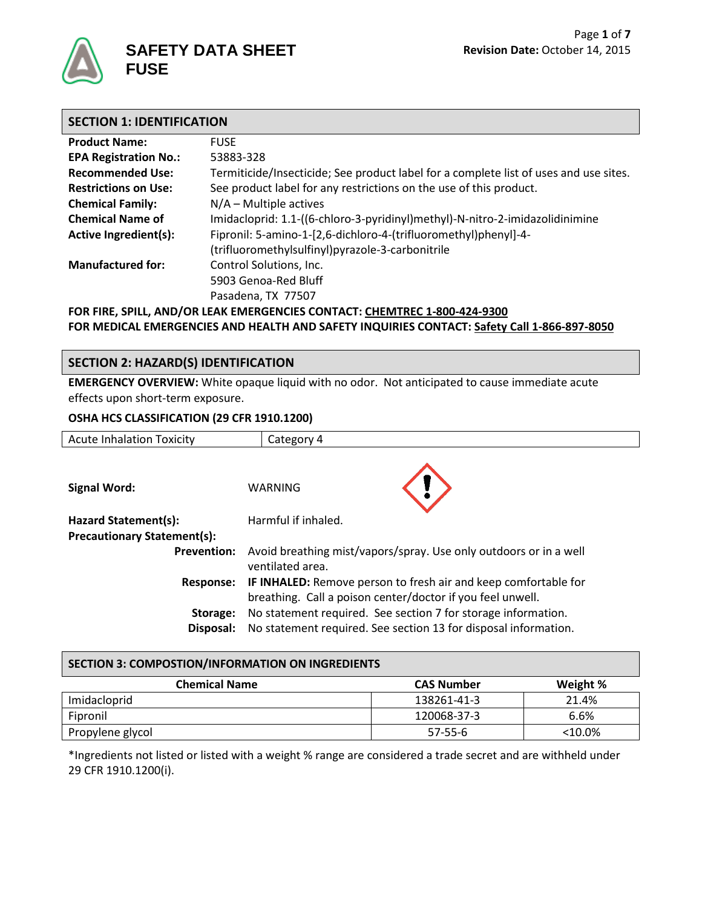# SAFETY DATA SHEET
# FUSE

**Revision Date:** October 14, 2015

## SECTION 1: IDENTIFICATION

| | |
|---|---|
| **Product Name:** | FUSE |
| **EPA Registration No.:** | 53883-328 |
| **Recommended Use:** | Termiticide/Insecticide; See product label for a complete list of uses and use sites. |
| **Restrictions on Use:** | See product label for any restrictions on the use of this product. |
| **Chemical Family:** | N/A – Multiple actives |
| **Chemical Name of Active Ingredient(s):** | Imidacloprid: 1.1-((6-chloro-3-pyridinyl)methyl)-N-nitro-2-imidazolidinimine<br>Fipronil: 5-amino-1-[2,6-dichloro-4-(trifluoromethyl)phenyl]-4-(trifluoromethylsulfinyl)pyrazole-3-carbonitrile |
| **Manufactured for:** | Control Solutions, Inc.<br>5903 Genoa-Red Bluff<br>Pasadena, TX 77507 |

**FOR FIRE, SPILL, AND/OR LEAK EMERGENCIES CONTACT: CHEMTREC 1-800-424-9300**
**FOR MEDICAL EMERGENCIES AND HEALTH AND SAFETY INQUIRIES CONTACT: Safety Call 1-866-897-8050**

## SECTION 2: HAZARD(S) IDENTIFICATION

**EMERGENCY OVERVIEW:** White opaque liquid with no odor. Not anticipated to cause immediate acute effects upon short-term exposure.

**OSHA HCS CLASSIFICATION (29 CFR 1910.1200)**

| Acute Inhalation Toxicity | Category 4 |
|---|---|

**Signal Word:** WARNING

**Hazard Statement(s):** Harmful if inhaled.

**Precautionary Statement(s):**

**Prevention:** Avoid breathing mist/vapors/spray. Use only outdoors or in a well ventilated area.

**Response:** **IF INHALED:** Remove person to fresh air and keep comfortable for breathing. Call a poison center/doctor if you feel unwell.

**Storage:** No statement required. See section 7 for storage information.

**Disposal:** No statement required. See section 13 for disposal information.

## SECTION 3: COMPOSTION/INFORMATION ON INGREDIENTS

| Chemical Name | CAS Number | Weight % |
|---|---|---|
| Imidacloprid | 138261-41-3 | 21.4% |
| Fipronil | 120068-37-3 | 6.6% |
| Propylene glycol | 57-55-6 | <10.0% |

*Ingredients not listed or listed with a weight % range are considered a trade secret and are withheld under 29 CFR 1910.1200(i).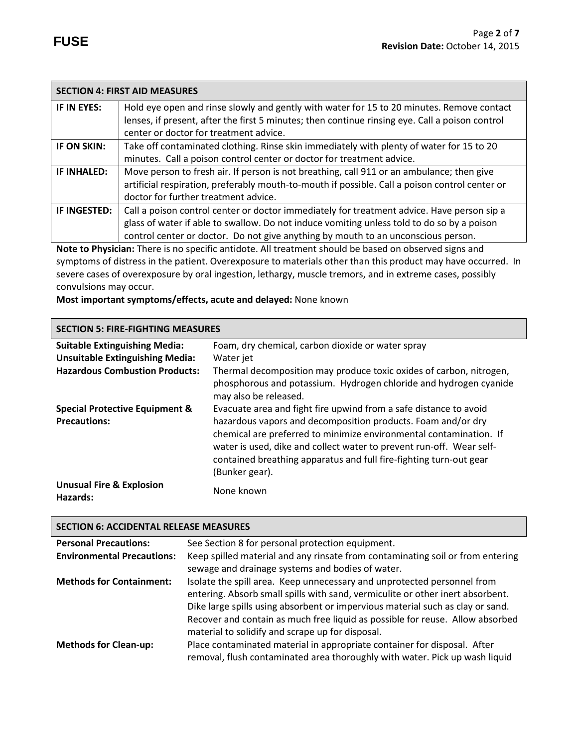## SECTION 4: FIRST AID MEASURES

| | |
|---|---|
| **IF IN EYES:** | Hold eye open and rinse slowly and gently with water for 15 to 20 minutes. Remove contact lenses, if present, after the first 5 minutes; then continue rinsing eye. Call a poison control center or doctor for treatment advice. |
| **IF ON SKIN:** | Take off contaminated clothing. Rinse skin immediately with plenty of water for 15 to 20 minutes. Call a poison control center or doctor for treatment advice. |
| **IF INHALED:** | Move person to fresh air. If person is not breathing, call 911 or an ambulance; then give artificial respiration, preferably mouth-to-mouth if possible. Call a poison control center or doctor for further treatment advice. |
| **IF INGESTED:** | Call a poison control center or doctor immediately for treatment advice. Have person sip a glass of water if able to swallow. Do not induce vomiting unless told to do so by a poison control center or doctor. Do not give anything by mouth to an unconscious person. |

**Note to Physician:** There is no specific antidote. All treatment should be based on observed signs and symptoms of distress in the patient. Overexposure to materials other than this product may have occurred. In severe cases of overexposure by oral ingestion, lethargy, muscle tremors, and in extreme cases, possibly convulsions may occur.

**Most important symptoms/effects, acute and delayed:** None known

## SECTION 5: FIRE-FIGHTING MEASURES

| | |
|---|---|
| **Suitable Extinguishing Media:** | Foam, dry chemical, carbon dioxide or water spray |
| **Unsuitable Extinguishing Media:** | Water jet |
| **Hazardous Combustion Products:** | Thermal decomposition may produce toxic oxides of carbon, nitrogen, phosphorous and potassium. Hydrogen chloride and hydrogen cyanide may also be released. |
| **Special Protective Equipment & Precautions:** | Evacuate area and fight fire upwind from a safe distance to avoid hazardous vapors and decomposition products. Foam and/or dry chemical are preferred to minimize environmental contamination. If water is used, dike and collect water to prevent run-off. Wear self-contained breathing apparatus and full fire-fighting turn-out gear (Bunker gear). |
| **Unusual Fire & Explosion Hazards:** | None known |

## SECTION 6: ACCIDENTAL RELEASE MEASURES

| | |
|---|---|
| **Personal Precautions:** | See Section 8 for personal protection equipment. |
| **Environmental Precautions:** | Keep spilled material and any rinsate from contaminating soil or from entering sewage and drainage systems and bodies of water. |
| **Methods for Containment:** | Isolate the spill area. Keep unnecessary and unprotected personnel from entering. Absorb small spills with sand, vermiculite or other inert absorbent. Dike large spills using absorbent or impervious material such as clay or sand. Recover and contain as much free liquid as possible for reuse. Allow absorbed material to solidify and scrape up for disposal. |
| **Methods for Clean-up:** | Place contaminated material in appropriate container for disposal. After removal, flush contaminated area thoroughly with water. Pick up wash liquid |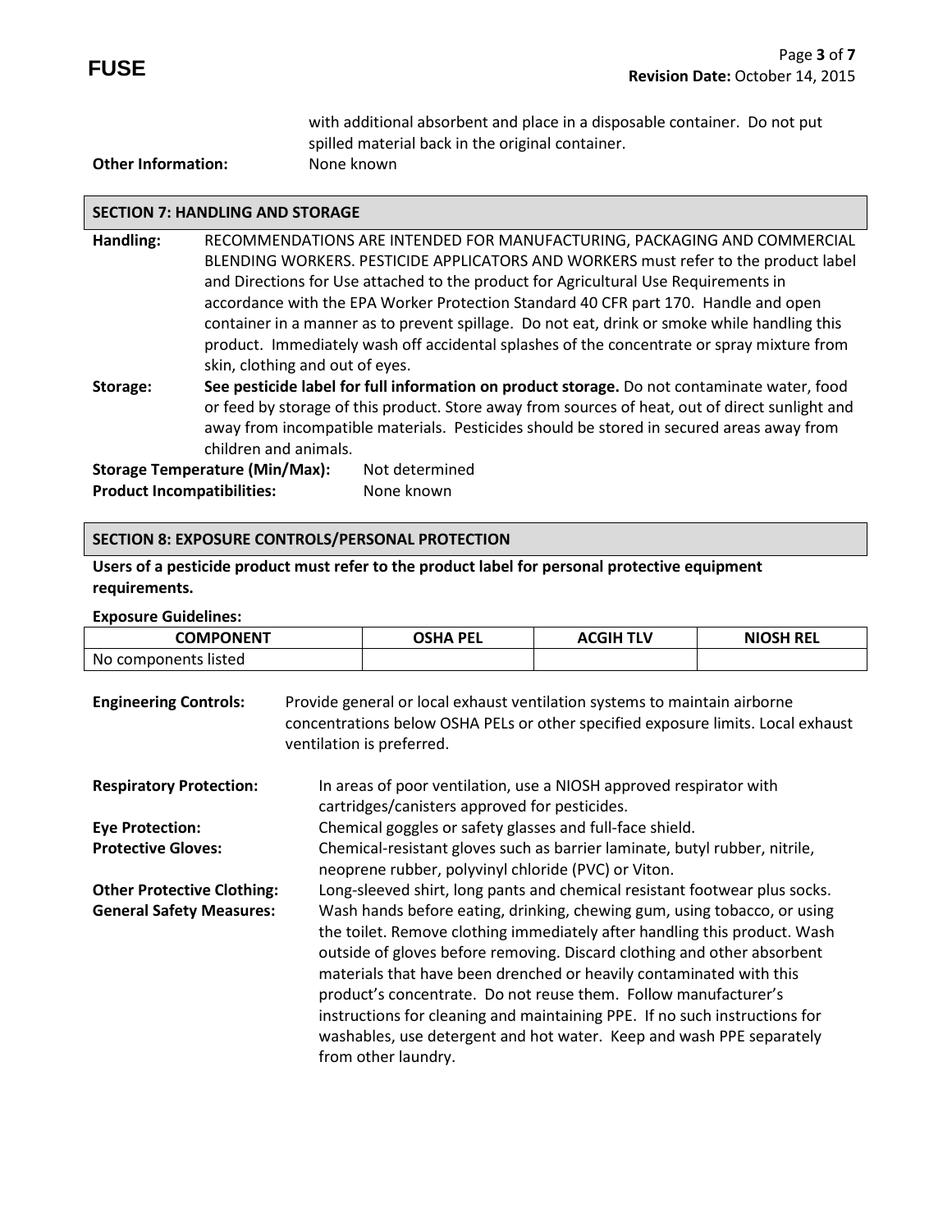with additional absorbent and place in a disposable container. Do not put spilled material back in the original container.

**Other Information:** None known

## SECTION 7: HANDLING AND STORAGE

**Handling:** RECOMMENDATIONS ARE INTENDED FOR MANUFACTURING, PACKAGING AND COMMERCIAL BLENDING WORKERS. PESTICIDE APPLICATORS AND WORKERS must refer to the product label and Directions for Use attached to the product for Agricultural Use Requirements in accordance with the EPA Worker Protection Standard 40 CFR part 170. Handle and open container in a manner as to prevent spillage. Do not eat, drink or smoke while handling this product. Immediately wash off accidental splashes of the concentrate or spray mixture from skin, clothing and out of eyes.

**Storage:** **See pesticide label for full information on product storage.** Do not contaminate water, food or feed by storage of this product. Store away from sources of heat, out of direct sunlight and away from incompatible materials. Pesticides should be stored in secured areas away from children and animals.

**Storage Temperature (Min/Max):** Not determined

**Product Incompatibilities:** None known

## SECTION 8: EXPOSURE CONTROLS/PERSONAL PROTECTION

**Users of a pesticide product must refer to the product label for personal protective equipment requirements.**

**Exposure Guidelines:**

| COMPONENT | OSHA PEL | ACGIH TLV | NIOSH REL |
|---|---|---|---|
| No components listed | | | |

**Engineering Controls:** Provide general or local exhaust ventilation systems to maintain airborne concentrations below OSHA PELs or other specified exposure limits. Local exhaust ventilation is preferred.

**Respiratory Protection:** In areas of poor ventilation, use a NIOSH approved respirator with cartridges/canisters approved for pesticides.

**Eye Protection:** Chemical goggles or safety glasses and full-face shield.

**Protective Gloves:** Chemical-resistant gloves such as barrier laminate, butyl rubber, nitrile, neoprene rubber, polyvinyl chloride (PVC) or Viton.

**Other Protective Clothing:** Long-sleeved shirt, long pants and chemical resistant footwear plus socks.

**General Safety Measures:** Wash hands before eating, drinking, chewing gum, using tobacco, or using the toilet. Remove clothing immediately after handling this product. Wash outside of gloves before removing. Discard clothing and other absorbent materials that have been drenched or heavily contaminated with this product's concentrate. Do not reuse them. Follow manufacturer's instructions for cleaning and maintaining PPE. If no such instructions for washables, use detergent and hot water. Keep and wash PPE separately from other laundry.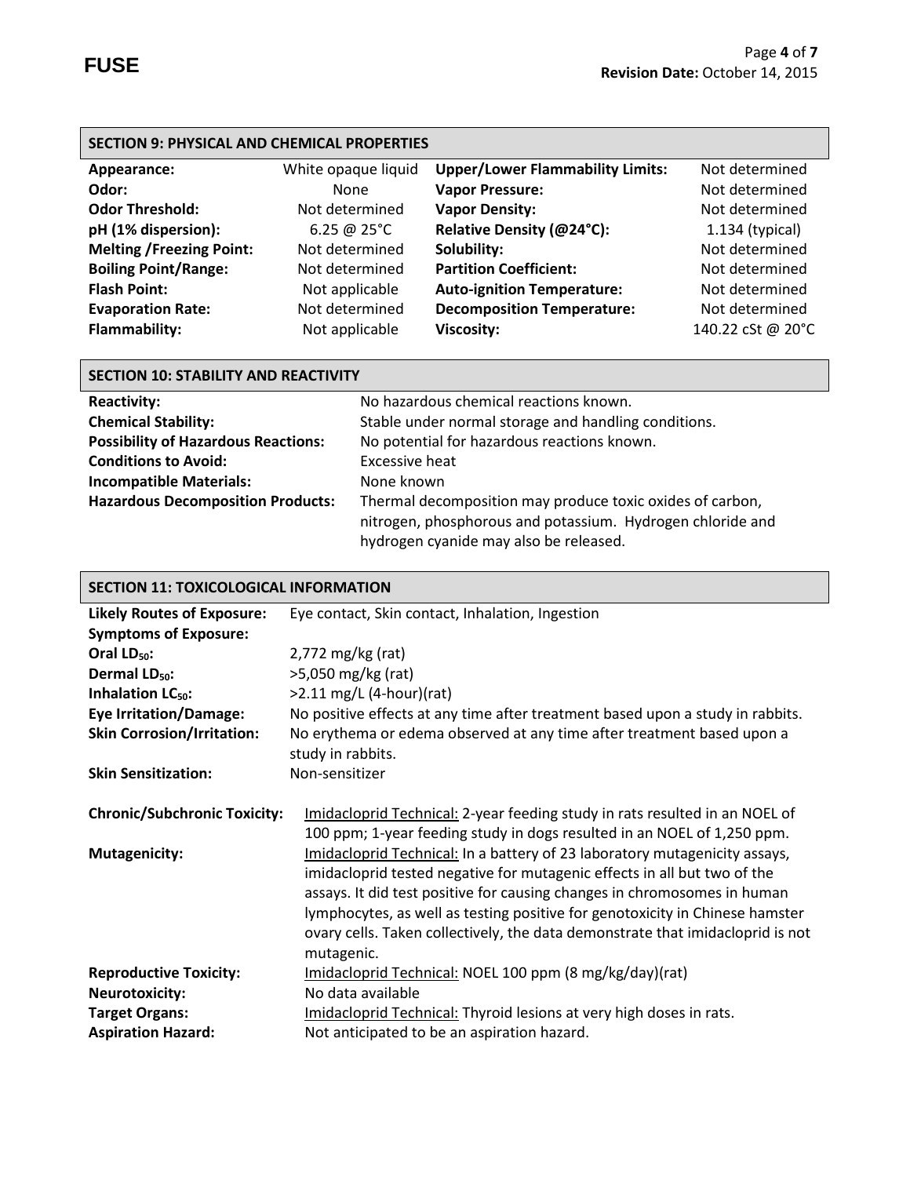## SECTION 9: PHYSICAL AND CHEMICAL PROPERTIES

| Property | Value | Property | Value |
|---|---|---|---|
| **Appearance:** | White opaque liquid | **Upper/Lower Flammability Limits:** | Not determined |
| **Odor:** | None | **Vapor Pressure:** | Not determined |
| **Odor Threshold:** | Not determined | **Vapor Density:** | Not determined |
| **pH (1% dispersion):** | 6.25 @ 25°C | **Relative Density (@24°C):** | 1.134 (typical) |
| **Melting /Freezing Point:** | Not determined | **Solubility:** | Not determined |
| **Boiling Point/Range:** | Not determined | **Partition Coefficient:** | Not determined |
| **Flash Point:** | Not applicable | **Auto-ignition Temperature:** | Not determined |
| **Evaporation Rate:** | Not determined | **Decomposition Temperature:** | Not determined |
| **Flammability:** | Not applicable | **Viscosity:** | 140.22 cSt @ 20°C |

## SECTION 10: STABILITY AND REACTIVITY

| | |
|---|---|
| **Reactivity:** | No hazardous chemical reactions known. |
| **Chemical Stability:** | Stable under normal storage and handling conditions. |
| **Possibility of Hazardous Reactions:** | No potential for hazardous reactions known. |
| **Conditions to Avoid:** | Excessive heat |
| **Incompatible Materials:** | None known |
| **Hazardous Decomposition Products:** | Thermal decomposition may produce toxic oxides of carbon, nitrogen, phosphorous and potassium. Hydrogen chloride and hydrogen cyanide may also be released. |

## SECTION 11: TOXICOLOGICAL INFORMATION

| | |
|---|---|
| **Likely Routes of Exposure:** | Eye contact, Skin contact, Inhalation, Ingestion |
| **Symptoms of Exposure:** | |
| **Oral $LD_{50}$:** | 2,772 mg/kg (rat) |
| **Dermal $LD_{50}$:** | >5,050 mg/kg (rat) |
| **Inhalation $LC_{50}$:** | >2.11 mg/L (4-hour)(rat) |
| **Eye Irritation/Damage:** | No positive effects at any time after treatment based upon a study in rabbits. |
| **Skin Corrosion/Irritation:** | No erythema or edema observed at any time after treatment based upon a study in rabbits. |
| **Skin Sensitization:** | Non-sensitizer |
| **Chronic/Subchronic Toxicity:** | Imidacloprid Technical: 2-year feeding study in rats resulted in an NOEL of 100 ppm; 1-year feeding study in dogs resulted in an NOEL of 1,250 ppm. |
| **Mutagenicity:** | Imidacloprid Technical: In a battery of 23 laboratory mutagenicity assays, imidacloprid tested negative for mutagenic effects in all but two of the assays. It did test positive for causing changes in chromosomes in human lymphocytes, as well as testing positive for genotoxicity in Chinese hamster ovary cells. Taken collectively, the data demonstrate that imidacloprid is not mutagenic. |
| **Reproductive Toxicity:** | Imidacloprid Technical: NOEL 100 ppm (8 mg/kg/day)(rat) |
| **Neurotoxicity:** | No data available |
| **Target Organs:** | Imidacloprid Technical: Thyroid lesions at very high doses in rats. |
| **Aspiration Hazard:** | Not anticipated to be an aspiration hazard. |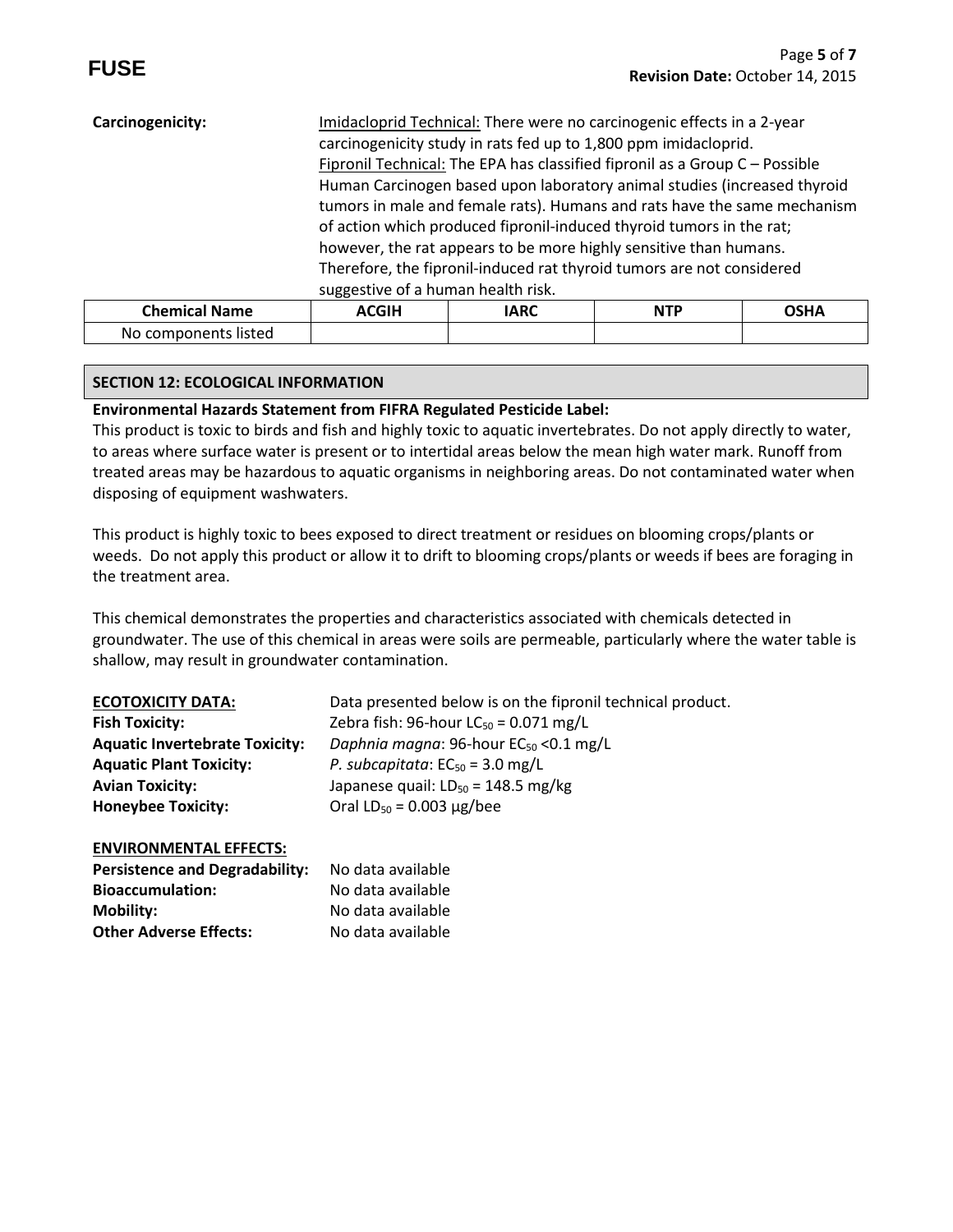**Carcinogenicity:**

Imidacloprid Technical: There were no carcinogenic effects in a 2-year carcinogenicity study in rats fed up to 1,800 ppm imidacloprid.

Fipronil Technical: The EPA has classified fipronil as a Group C – Possible Human Carcinogen based upon laboratory animal studies (increased thyroid tumors in male and female rats). Humans and rats have the same mechanism of action which produced fipronil-induced thyroid tumors in the rat; however, the rat appears to be more highly sensitive than humans. Therefore, the fipronil-induced rat thyroid tumors are not considered suggestive of a human health risk.

| Chemical Name | ACGIH | IARC | NTP | OSHA |
|---|---|---|---|---|
| No components listed | | | | |

## SECTION 12: ECOLOGICAL INFORMATION

**Environmental Hazards Statement from FIFRA Regulated Pesticide Label:**

This product is toxic to birds and fish and highly toxic to aquatic invertebrates. Do not apply directly to water, to areas where surface water is present or to intertidal areas below the mean high water mark. Runoff from treated areas may be hazardous to aquatic organisms in neighboring areas. Do not contaminated water when disposing of equipment washwaters.

This product is highly toxic to bees exposed to direct treatment or residues on blooming crops/plants or weeds. Do not apply this product or allow it to drift to blooming crops/plants or weeds if bees are foraging in the treatment area.

This chemical demonstrates the properties and characteristics associated with chemicals detected in groundwater. The use of this chemical in areas were soils are permeable, particularly where the water table is shallow, may result in groundwater contamination.

**ECOTOXICITY DATA:** Data presented below is on the fipronil technical product.

**Fish Toxicity:** Zebra fish: 96-hour $LC_{50}$ = 0.071 mg/L

**Aquatic Invertebrate Toxicity:** *Daphnia magna*: 96-hour $EC_{50}$ <0.1 mg/L

**Aquatic Plant Toxicity:** *P. subcapitata*: $EC_{50}$ = 3.0 mg/L

**Avian Toxicity:** Japanese quail: $LD_{50}$ = 148.5 mg/kg

**Honeybee Toxicity:** Oral $LD_{50}$ = 0.003 µg/bee

**ENVIRONMENTAL EFFECTS:**

**Persistence and Degradability:** No data available

**Bioaccumulation:** No data available

**Mobility:** No data available

**Other Adverse Effects:** No data available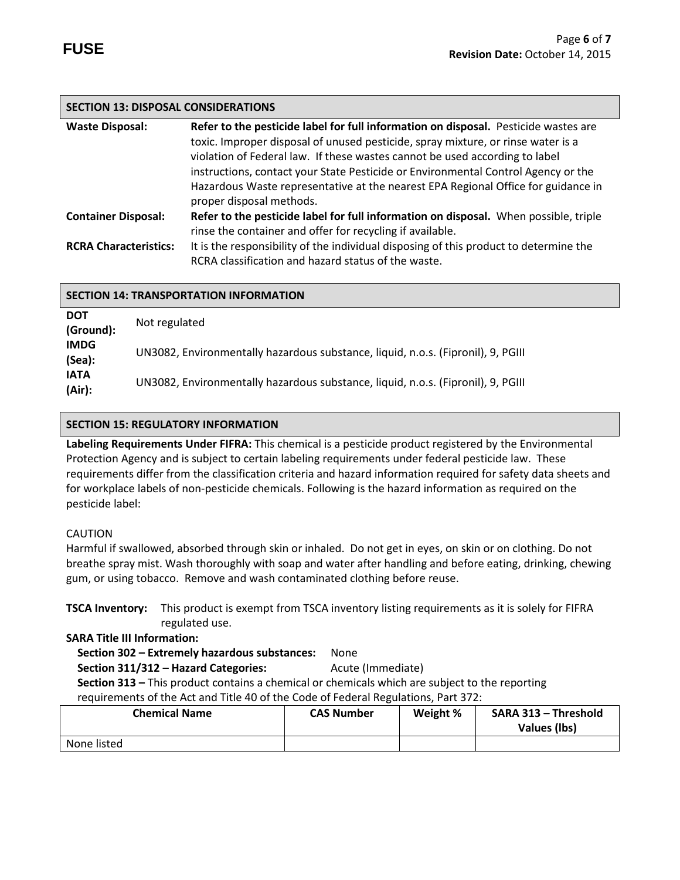## SECTION 13: DISPOSAL CONSIDERATIONS

**Waste Disposal:** **Refer to the pesticide label for full information on disposal.** Pesticide wastes are toxic. Improper disposal of unused pesticide, spray mixture, or rinse water is a violation of Federal law. If these wastes cannot be used according to label instructions, contact your State Pesticide or Environmental Control Agency or the Hazardous Waste representative at the nearest EPA Regional Office for guidance in proper disposal methods.

**Container Disposal:** **Refer to the pesticide label for full information on disposal.** When possible, triple rinse the container and offer for recycling if available.

**RCRA Characteristics:** It is the responsibility of the individual disposing of this product to determine the RCRA classification and hazard status of the waste.

## SECTION 14: TRANSPORTATION INFORMATION

**DOT (Ground):** Not regulated

**IMDG (Sea):** UN3082, Environmentally hazardous substance, liquid, n.o.s. (Fipronil), 9, PGIII

**IATA (Air):** UN3082, Environmentally hazardous substance, liquid, n.o.s. (Fipronil), 9, PGIII

## SECTION 15: REGULATORY INFORMATION

**Labeling Requirements Under FIFRA:** This chemical is a pesticide product registered by the Environmental Protection Agency and is subject to certain labeling requirements under federal pesticide law. These requirements differ from the classification criteria and hazard information required for safety data sheets and for workplace labels of non-pesticide chemicals. Following is the hazard information as required on the pesticide label:

CAUTION

Harmful if swallowed, absorbed through skin or inhaled. Do not get in eyes, on skin or on clothing. Do not breathe spray mist. Wash thoroughly with soap and water after handling and before eating, drinking, chewing gum, or using tobacco. Remove and wash contaminated clothing before reuse.

**TSCA Inventory:** This product is exempt from TSCA inventory listing requirements as it is solely for FIFRA regulated use.

**SARA Title III Information:**

**Section 302 – Extremely hazardous substances:** None

**Section 311/312 – Hazard Categories:** Acute (Immediate)

**Section 313 –** This product contains a chemical or chemicals which are subject to the reporting requirements of the Act and Title 40 of the Code of Federal Regulations, Part 372:

| Chemical Name | CAS Number | Weight % | SARA 313 – Threshold Values (lbs) |
|---|---|---|---|
| None listed | | | |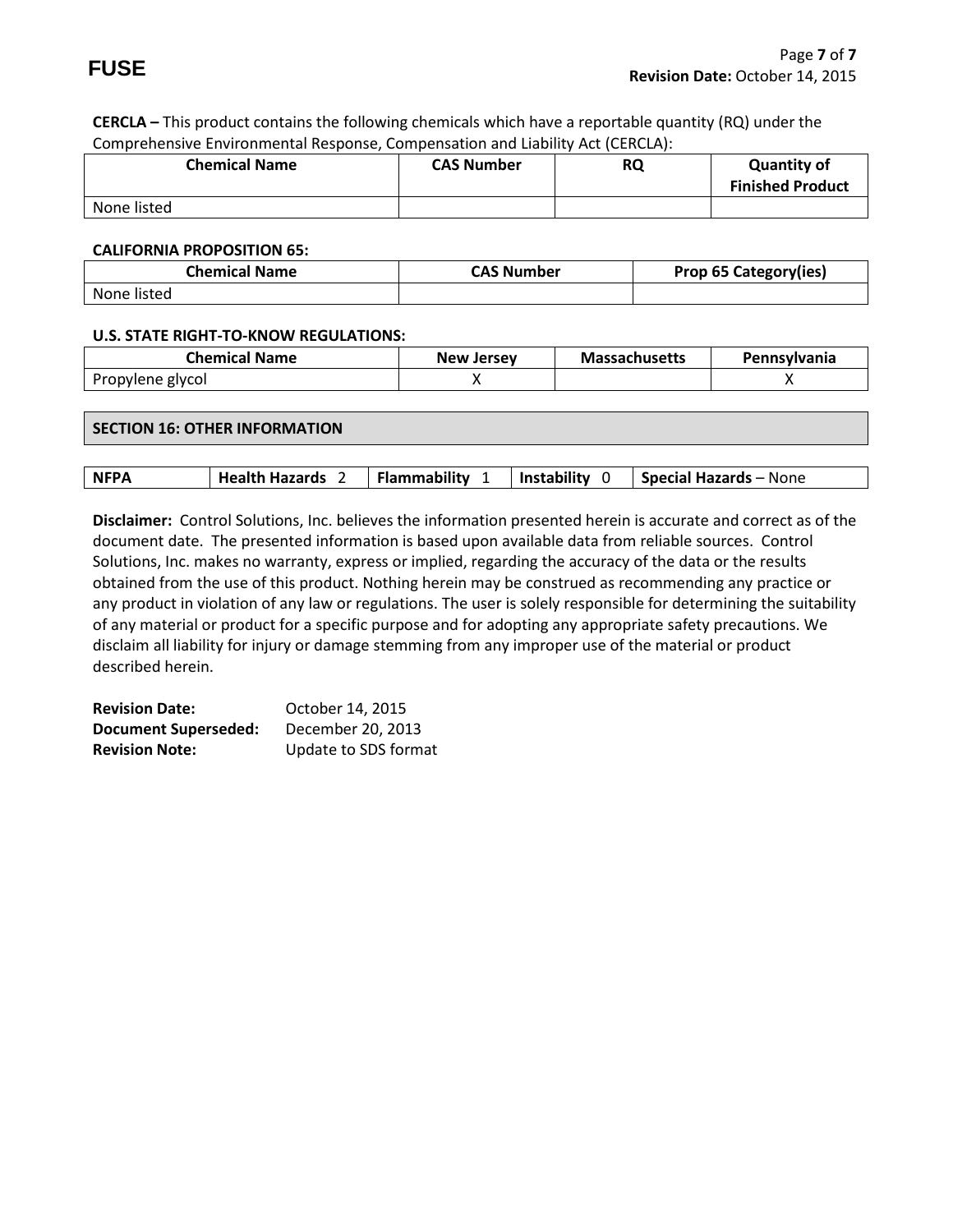**CERCLA –** This product contains the following chemicals which have a reportable quantity (RQ) under the Comprehensive Environmental Response, Compensation and Liability Act (CERCLA):

| Chemical Name | CAS Number | RQ | Quantity of Finished Product |
|---|---|---|---|
| None listed | | | |

**CALIFORNIA PROPOSITION 65:**

| Chemical Name | CAS Number | Prop 65 Category(ies) |
|---|---|---|
| None listed | | |

**U.S. STATE RIGHT-TO-KNOW REGULATIONS:**

| Chemical Name | New Jersey | Massachusetts | Pennsylvania |
|---|---|---|---|
| Propylene glycol | X | | X |

## SECTION 16: OTHER INFORMATION

| | | | | |
|---|---|---|---|---|
| **NFPA** | **Health Hazards** 2 | **Flammability** 1 | **Instability** 0 | **Special Hazards** – None |

**Disclaimer:** Control Solutions, Inc. believes the information presented herein is accurate and correct as of the document date. The presented information is based upon available data from reliable sources. Control Solutions, Inc. makes no warranty, express or implied, regarding the accuracy of the data or the results obtained from the use of this product. Nothing herein may be construed as recommending any practice or any product in violation of any law or regulations. The user is solely responsible for determining the suitability of any material or product for a specific purpose and for adopting any appropriate safety precautions. We disclaim all liability for injury or damage stemming from any improper use of the material or product described herein.

**Revision Date:** October 14, 2015
**Document Superseded:** December 20, 2013
**Revision Note:** Update to SDS format